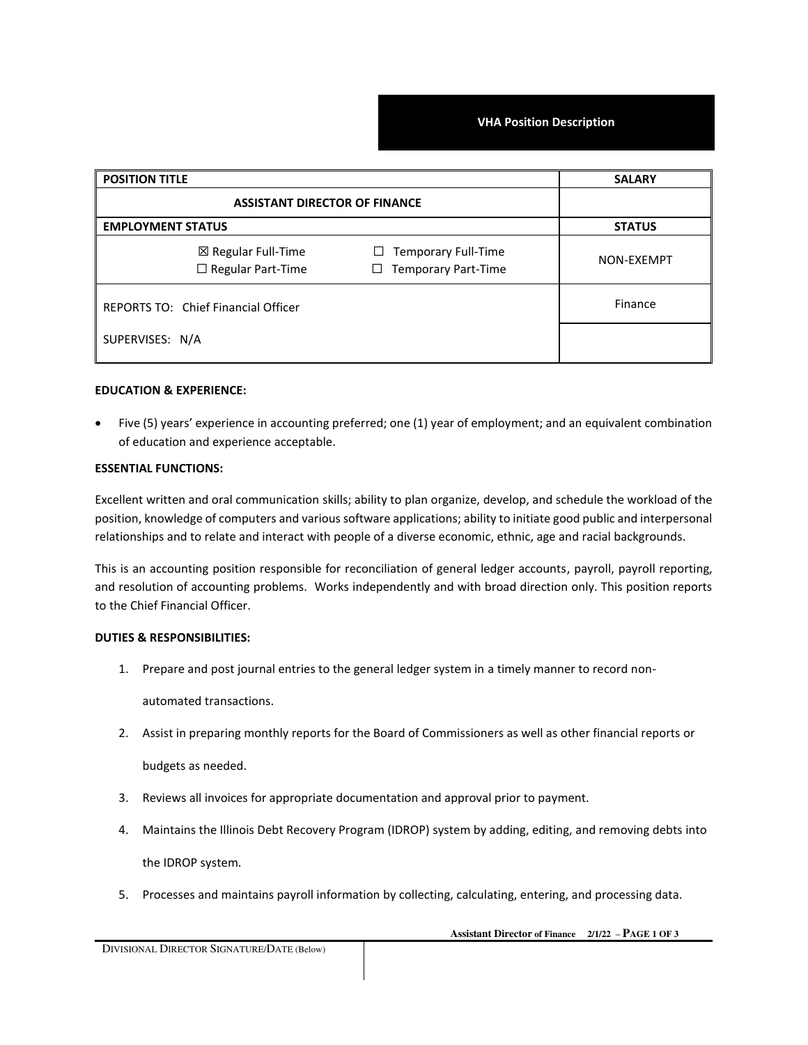**VHA Position Description**

| POSITION TITLE | SALARY |
| --- | --- |
| ASSISTANT DIRECTOR OF FINANCE | |
| EMPLOYMENT STATUS | STATUS |
| ☒ Regular Full-Time ☐ Regular Part-Time ☐ Temporary Full-Time ☐ Temporary Part-Time | NON-EXEMPT |
| REPORTS TO: Chief Financial Officer | Finance |
| SUPERVISES: N/A | |

**EDUCATION & EXPERIENCE:**

- Five (5) years' experience in accounting preferred; one (1) year of employment; and an equivalent combination of education and experience acceptable.

**ESSENTIAL FUNCTIONS:**

Excellent written and oral communication skills; ability to plan organize, develop, and schedule the workload of the position, knowledge of computers and various software applications; ability to initiate good public and interpersonal relationships and to relate and interact with people of a diverse economic, ethnic, age and racial backgrounds.

This is an accounting position responsible for reconciliation of general ledger accounts, payroll, payroll reporting, and resolution of accounting problems. Works independently and with broad direction only. This position reports to the Chief Financial Officer.

**DUTIES & RESPONSIBILITIES:**

1. Prepare and post journal entries to the general ledger system in a timely manner to record non-automated transactions.
2. Assist in preparing monthly reports for the Board of Commissioners as well as other financial reports or budgets as needed.
3. Reviews all invoices for appropriate documentation and approval prior to payment.
4. Maintains the Illinois Debt Recovery Program (IDROP) system by adding, editing, and removing debts into the IDROP system.
5. Processes and maintains payroll information by collecting, calculating, entering, and processing data.

DIVISIONAL DIRECTOR SIGNATURE/DATE (Below)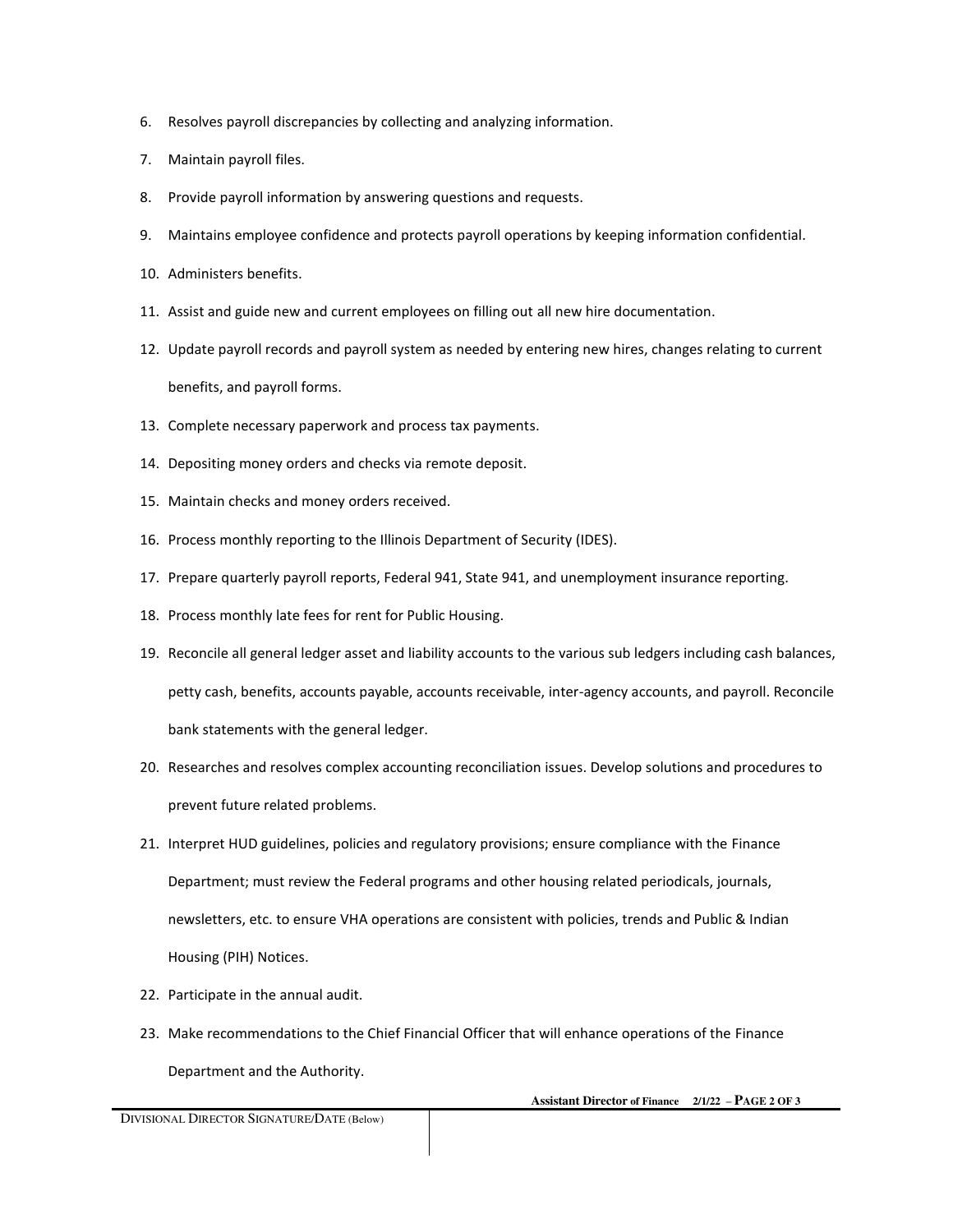6. Resolves payroll discrepancies by collecting and analyzing information.
7. Maintain payroll files.
8. Provide payroll information by answering questions and requests.
9. Maintains employee confidence and protects payroll operations by keeping information confidential.
10. Administers benefits.
11. Assist and guide new and current employees on filling out all new hire documentation.
12. Update payroll records and payroll system as needed by entering new hires, changes relating to current benefits, and payroll forms.
13. Complete necessary paperwork and process tax payments.
14. Depositing money orders and checks via remote deposit.
15. Maintain checks and money orders received.
16. Process monthly reporting to the Illinois Department of Security (IDES).
17. Prepare quarterly payroll reports, Federal 941, State 941, and unemployment insurance reporting.
18. Process monthly late fees for rent for Public Housing.
19. Reconcile all general ledger asset and liability accounts to the various sub ledgers including cash balances, petty cash, benefits, accounts payable, accounts receivable, inter-agency accounts, and payroll. Reconcile bank statements with the general ledger.
20. Researches and resolves complex accounting reconciliation issues. Develop solutions and procedures to prevent future related problems.
21. Interpret HUD guidelines, policies and regulatory provisions; ensure compliance with the Finance Department; must review the Federal programs and other housing related periodicals, journals, newsletters, etc. to ensure VHA operations are consistent with policies, trends and Public & Indian Housing (PIH) Notices.
22. Participate in the annual audit.
23. Make recommendations to the Chief Financial Officer that will enhance operations of the Finance Department and the Authority.

| DIVISIONAL DIRECTOR SIGNATURE/DATE (Below) | |
| --- | --- |
| | |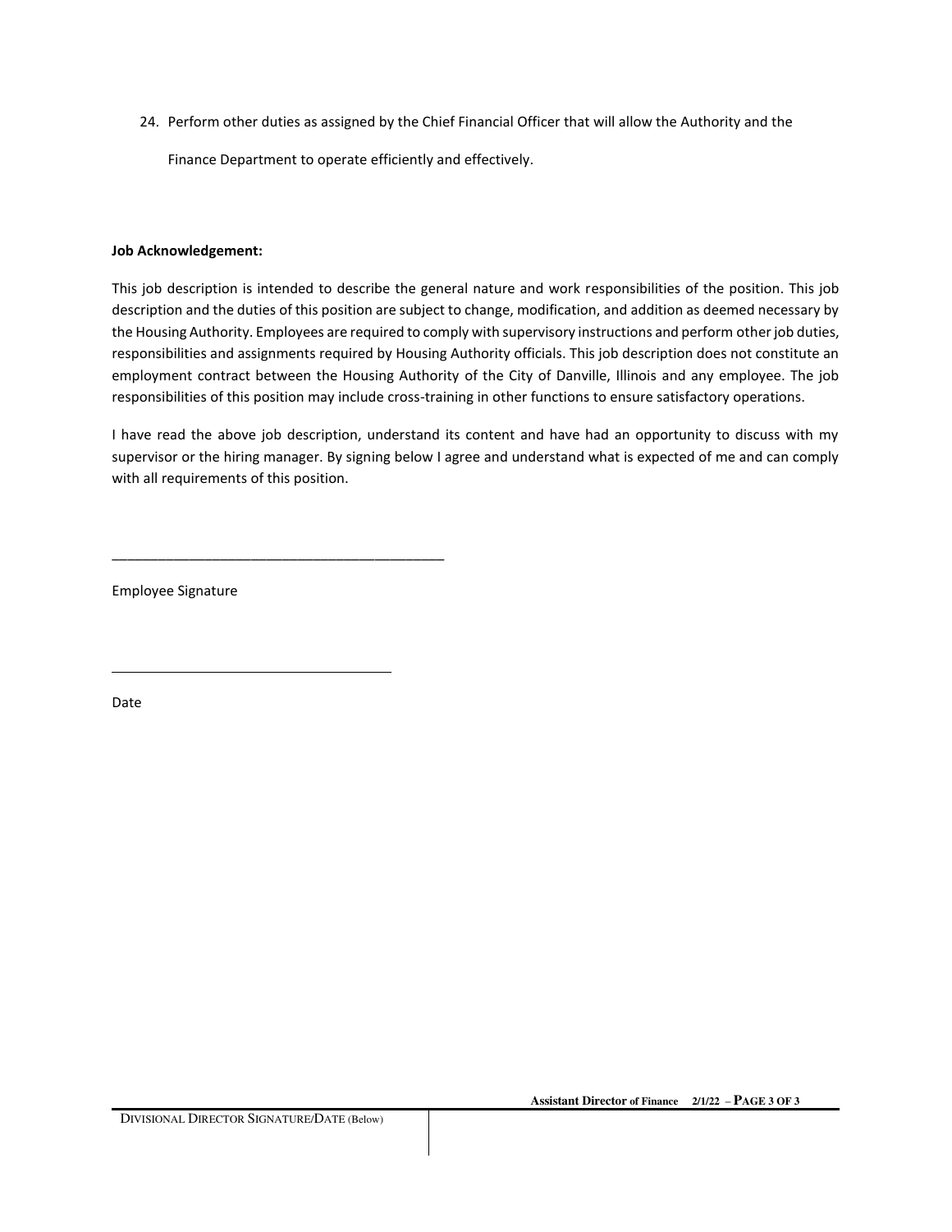24. Perform other duties as assigned by the Chief Financial Officer that will allow the Authority and the Finance Department to operate efficiently and effectively.

**Job Acknowledgement:**

This job description is intended to describe the general nature and work responsibilities of the position. This job description and the duties of this position are subject to change, modification, and addition as deemed necessary by the Housing Authority. Employees are required to comply with supervisory instructions and perform other job duties, responsibilities and assignments required by Housing Authority officials. This job description does not constitute an employment contract between the Housing Authority of the City of Danville, Illinois and any employee. The job responsibilities of this position may include cross-training in other functions to ensure satisfactory operations.

I have read the above job description, understand its content and have had an opportunity to discuss with my supervisor or the hiring manager. By signing below I agree and understand what is expected of me and can comply with all requirements of this position.

\_\_\_\_\_\_\_\_\_\_\_\_\_\_\_\_\_\_\_\_\_\_\_\_\_\_\_\_\_\_\_\_\_\_\_\_\_\_\_\_\_\_\_\_

Employee Signature

\_\_\_\_\_\_\_\_\_\_\_\_\_\_\_\_\_\_\_\_\_\_\_\_\_\_\_\_\_\_\_\_\_\_\_\_\_\_

Date

DIVISIONAL DIRECTOR SIGNATURE/DATE (Below)